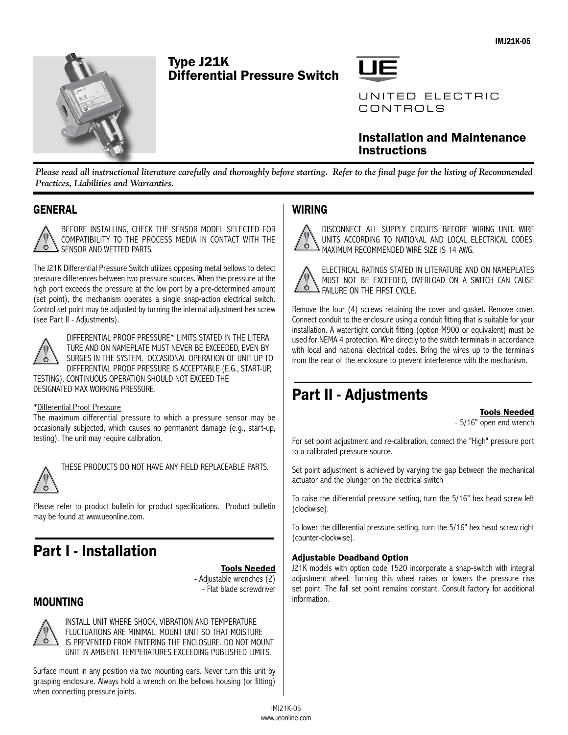# Type J21K Differential Pressure Switch

UNITED ELECTRIC CONTROLS

## Installation and Maintenance Instructions

*Please read all instructional literature carefully and thoroughly before starting. Refer to the final page for the listing of Recommended Practices, Liabilities and Warranties.*

## GENERAL

BEFORE INSTALLING, CHECK THE SENSOR MODEL SELECTED FOR COMPATIBILITY TO THE PROCESS MEDIA IN CONTACT WITH THE SENSOR AND WETTED PARTS.

The J21K Differential Pressure Switch utilizes opposing metal bellows to detect pressure differences between two pressure sources. When the pressure at the high port exceeds the pressure at the low port by a pre-determined amount (set point), the mechanism operates a single snap-action electrical switch. Control set point may be adjusted by turning the internal adjustment hex screw (see Part II - Adjustments).

DIFFERENTIAL PROOF PRESSURE* LIMITS STATED IN THE LITERATURE AND ON NAMEPLATE MUST NEVER BE EXCEEDED, EVEN BY SURGES IN THE SYSTEM. OCCASIONAL OPERATION OF UNIT UP TO DIFFERENTIAL PROOF PRESSURE IS ACCEPTABLE (E.G., START-UP, TESTING). CONTINUOUS OPERATION SHOULD NOT EXCEED THE DESIGNATED MAX WORKING PRESSURE.

*Differential Proof Pressure
The maximum differential pressure to which a pressure sensor may be occasionally subjected, which causes no permanent damage (e.g., start-up, testing). The unit may require calibration.

THESE PRODUCTS DO NOT HAVE ANY FIELD REPLACEABLE PARTS.

Please refer to product bulletin for product specifications. Product bulletin may be found at www.ueonline.com.

# Part I - Installation

**Tools Needed**
- Adjustable wrenches (2)
- Flat blade screwdriver

## MOUNTING

INSTALL UNIT WHERE SHOCK, VIBRATION AND TEMPERATURE FLUCTUATIONS ARE MINIMAL. MOUNT UNIT SO THAT MOISTURE IS PREVENTED FROM ENTERING THE ENCLOSURE. DO NOT MOUNT UNIT IN AMBIENT TEMPERATURES EXCEEDING PUBLISHED LIMITS.

Surface mount in any position via two mounting ears. Never turn this unit by grasping enclosure. Always hold a wrench on the bellows housing (or fitting) when connecting pressure joints.

## WIRING

DISCONNECT ALL SUPPLY CIRCUITS BEFORE WIRING UNIT. WIRE UNITS ACCORDING TO NATIONAL AND LOCAL ELECTRICAL CODES. MAXIMUM RECOMMENDED WIRE SIZE IS 14 AWG.

ELECTRICAL RATINGS STATED IN LITERATURE AND ON NAMEPLATES MUST NOT BE EXCEEDED, OVERLOAD ON A SWITCH CAN CAUSE FAILURE ON THE FIRST CYCLE.

Remove the four (4) screws retaining the cover and gasket. Remove cover. Connect conduit to the enclosure using a conduit fitting that is suitable for your installation. A watertight conduit fitting (option M900 or equivalent) must be used for NEMA 4 protection. Wire directly to the switch terminals in accordance with local and national electrical codes. Bring the wires up to the terminals from the rear of the enclosure to prevent interference with the mechanism.

# Part II - Adjustments

**Tools Needed**
- 5/16" open end wrench

For set point adjustment and re-calibration, connect the "High" pressure port to a calibrated pressure source.

Set point adjustment is achieved by varying the gap between the mechanical actuator and the plunger on the electrical switch

To raise the differential pressure setting, turn the 5/16" hex head screw left (clockwise).

To lower the differential pressure setting, turn the 5/16" hex head screw right (counter-clockwise).

### Adjustable Deadband Option

J21K models with option code 1520 incorporate a snap-switch with integral adjustment wheel. Turning this wheel raises or lowers the pressure rise set point. The fall set point remains constant. Consult factory for additional information.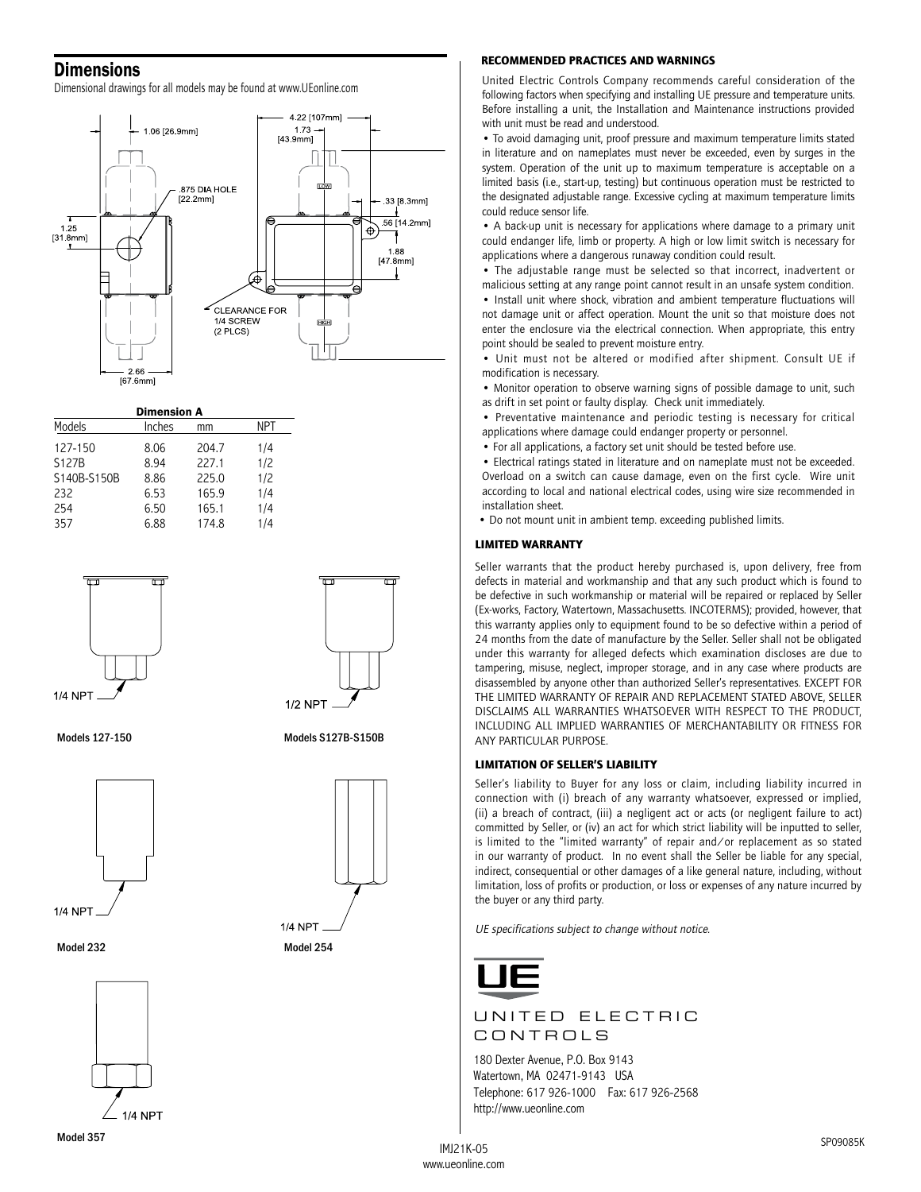## Dimensions

Dimensional drawings for all models may be found at www.UEonline.com

1.06 [26.9mm]

.875 DIA HOLE
[22.2mm]

1.25
[31.8mm]

2.66
[67.6mm]

4.22 [107mm]

1.73
[43.9mm]

LOW

.33 [8.3mm]

.56 [14.2mm]

1.88
[47.8mm]

CLEARANCE FOR
1/4 SCREW
(2 PLCS)

HIGH

**Dimension A**

| Models | Inches | mm | NPT |
|---|---|---|---|
| 127-150 | 8.06 | 204.7 | 1/4 |
| S127B | 8.94 | 227.1 | 1/2 |
| S140B-S150B | 8.86 | 225.0 | 1/2 |
| 232 | 6.53 | 165.9 | 1/4 |
| 254 | 6.50 | 165.1 | 1/4 |
| 357 | 6.88 | 174.8 | 1/4 |

1/4 NPT

**Models 127-150**

1/2 NPT

**Models S127B-S150B**

1/4 NPT

**Model 232**

1/4 NPT

**Model 254**

1/4 NPT

**Model 357**

### RECOMMENDED PRACTICES AND WARNINGS

United Electric Controls Company recommends careful consideration of the following factors when specifying and installing UE pressure and temperature units. Before installing a unit, the Installation and Maintenance instructions provided with unit must be read and understood.

- To avoid damaging unit, proof pressure and maximum temperature limits stated in literature and on nameplates must never be exceeded, even by surges in the system. Operation of the unit up to maximum temperature is acceptable on a limited basis (i.e., start-up, testing) but continuous operation must be restricted to the designated adjustable range. Excessive cycling at maximum temperature limits could reduce sensor life.
- A back-up unit is necessary for applications where damage to a primary unit could endanger life, limb or property. A high or low limit switch is necessary for applications where a dangerous runaway condition could result.
- The adjustable range must be selected so that incorrect, inadvertent or malicious setting at any range point cannot result in an unsafe system condition.
- Install unit where shock, vibration and ambient temperature fluctuations will not damage unit or affect operation. Mount the unit so that moisture does not enter the enclosure via the electrical connection. When appropriate, this entry point should be sealed to prevent moisture entry.
- Unit must not be altered or modified after shipment. Consult UE if modification is necessary.
- Monitor operation to observe warning signs of possible damage to unit, such as drift in set point or faulty display. Check unit immediately.
- Preventative maintenance and periodic testing is necessary for critical applications where damage could endanger property or personnel.
- For all applications, a factory set unit should be tested before use.
- Electrical ratings stated in literature and on nameplate must not be exceeded. Overload on a switch can cause damage, even on the first cycle. Wire unit according to local and national electrical codes, using wire size recommended in installation sheet.
- Do not mount unit in ambient temp. exceeding published limits.

### LIMITED WARRANTY

Seller warrants that the product hereby purchased is, upon delivery, free from defects in material and workmanship and that any such product which is found to be defective in such workmanship or material will be repaired or replaced by Seller (Ex-works, Factory, Watertown, Massachusetts. INCOTERMS); provided, however, that this warranty applies only to equipment found to be so defective within a period of 24 months from the date of manufacture by the Seller. Seller shall not be obligated under this warranty for alleged defects which examination discloses are due to tampering, misuse, neglect, improper storage, and in any case where products are disassembled by anyone other than authorized Seller's representatives. EXCEPT FOR THE LIMITED WARRANTY OF REPAIR AND REPLACEMENT STATED ABOVE, SELLER DISCLAIMS ALL WARRANTIES WHATSOEVER WITH RESPECT TO THE PRODUCT, INCLUDING ALL IMPLIED WARRANTIES OF MERCHANTABILITY OR FITNESS FOR ANY PARTICULAR PURPOSE.

### LIMITATION OF SELLER'S LIABILITY

Seller's liability to Buyer for any loss or claim, including liability incurred in connection with (i) breach of any warranty whatsoever, expressed or implied, (ii) a breach of contract, (iii) a negligent act or acts (or negligent failure to act) committed by Seller, or (iv) an act for which strict liability will be inputted to seller, is limited to the "limited warranty" of repair and/or replacement as so stated in our warranty of product. In no event shall the Seller be liable for any special, indirect, consequential or other damages of a like general nature, including, without limitation, loss of profits or production, or loss or expenses of any nature incurred by the buyer or any third party.

*UE specifications subject to change without notice.*

UE

UNITED ELECTRIC CONTROLS

180 Dexter Avenue, P.O. Box 9143
Watertown, MA 02471-9143 USA
Telephone: 617 926-1000 Fax: 617 926-2568
http://www.ueonline.com

SP09085K

IMJ21K-05
www.ueonline.com